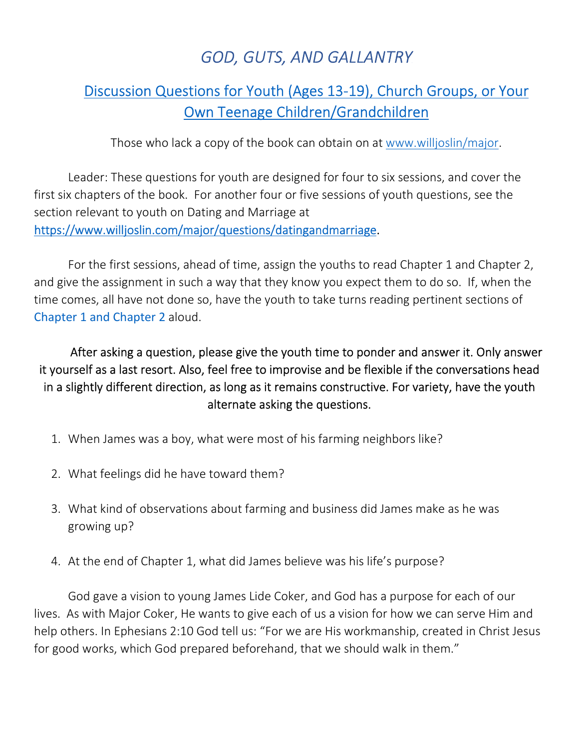# *GOD, GUTS, AND GALLANTRY*

## Discussion Questions for Youth (Ages 13-19), Church Groups, or Your Own Teenage Children/Grandchildren

Those who lack a copy of the book can obtain on at www.willjoslin/major.

Leader: These questions for youth are designed for four to six sessions, and cover the first six chapters of the book. For another four or five sessions of youth questions, see the section relevant to youth on Dating and Marriage at https://www.willjoslin.com/major/questions/datingandmarriage.

For the first sessions, ahead of time, assign the youths to read Chapter 1 and Chapter 2, and give the assignment in such a way that they know you expect them to do so. If, when the time comes, all have not done so, have the youth to take turns reading pertinent sections of Chapter 1 and Chapter 2 aloud.

After asking a question, please give the youth time to ponder and answer it. Only answer it yourself as a last resort. Also, feel free to improvise and be flexible if the conversations head in a slightly different direction, as long as it remains constructive. For variety, have the youth alternate asking the questions.

1. When James was a boy, what were most of his farming neighbors like?

2. What feelings did he have toward them?

3. What kind of observations about farming and business did James make as he was growing up?

4. At the end of Chapter 1, what did James believe was his life's purpose?

God gave a vision to young James Lide Coker, and God has a purpose for each of our lives. As with Major Coker, He wants to give each of us a vision for how we can serve Him and help others. In Ephesians 2:10 God tell us: "For we are His workmanship, created in Christ Jesus for good works, which God prepared beforehand, that we should walk in them."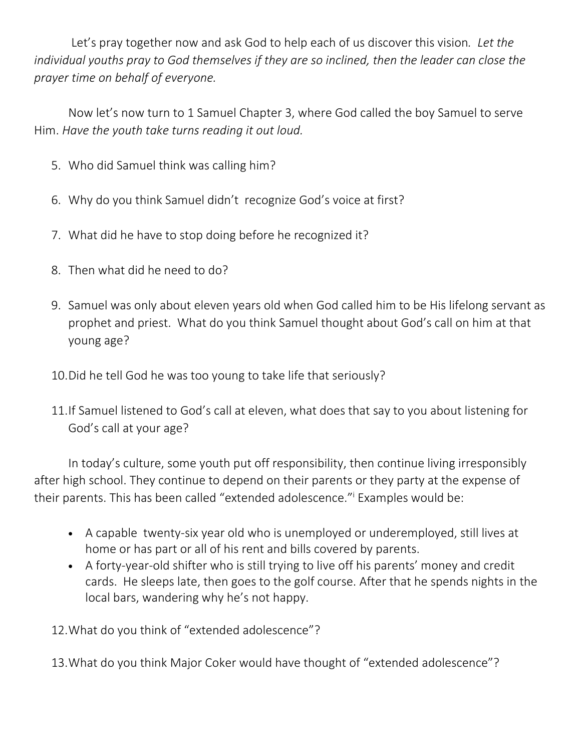Let's pray together now and ask God to help each of us discover this vision. *Let the individual youths pray to God themselves if they are so inclined, then the leader can close the prayer time on behalf of everyone.*

Now let's now turn to 1 Samuel Chapter 3, where God called the boy Samuel to serve Him. *Have the youth take turns reading it out loud.*

5. Who did Samuel think was calling him?

6. Why do you think Samuel didn't recognize God's voice at first?

7. What did he have to stop doing before he recognized it?

8. Then what did he need to do?

9. Samuel was only about eleven years old when God called him to be His lifelong servant as prophet and priest. What do you think Samuel thought about God's call on him at that young age?

10. Did he tell God he was too young to take life that seriously?

11. If Samuel listened to God's call at eleven, what does that say to you about listening for God's call at your age?

In today's culture, some youth put off responsibility, then continue living irresponsibly after high school. They continue to depend on their parents or they party at the expense of their parents. This has been called "extended adolescence."[i] Examples would be:

- A capable twenty-six year old who is unemployed or underemployed, still lives at home or has part or all of his rent and bills covered by parents.
- A forty-year-old shifter who is still trying to live off his parents' money and credit cards. He sleeps late, then goes to the golf course. After that he spends nights in the local bars, wandering why he's not happy.

12. What do you think of "extended adolescence"?

13. What do you think Major Coker would have thought of "extended adolescence"?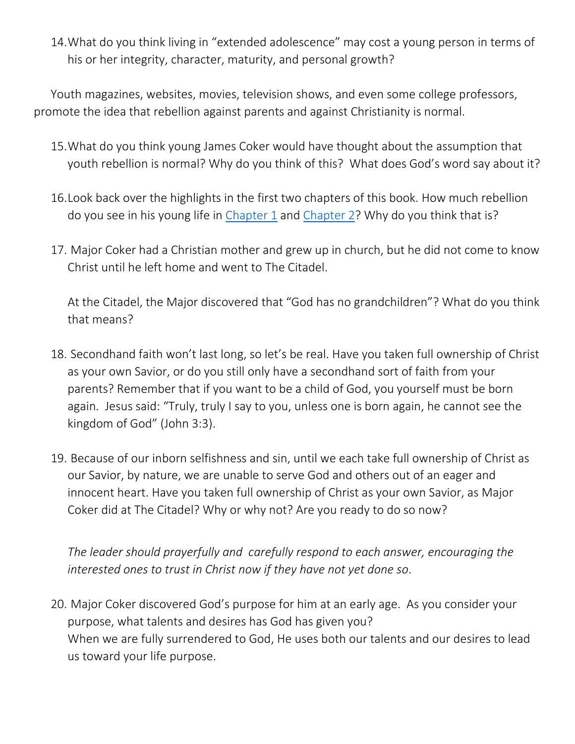14. What do you think living in "extended adolescence" may cost a young person in terms of his or her integrity, character, maturity, and personal growth?

Youth magazines, websites, movies, television shows, and even some college professors, promote the idea that rebellion against parents and against Christianity is normal.

15. What do you think young James Coker would have thought about the assumption that youth rebellion is normal? Why do you think of this? What does God's word say about it?

16. Look back over the highlights in the first two chapters of this book. How much rebellion do you see in his young life in Chapter 1 and Chapter 2? Why do you think that is?

17. Major Coker had a Christian mother and grew up in church, but he did not come to know Christ until he left home and went to The Citadel.

    At the Citadel, the Major discovered that "God has no grandchildren"? What do you think that means?

18. Secondhand faith won't last long, so let's be real. Have you taken full ownership of Christ as your own Savior, or do you still only have a secondhand sort of faith from your parents? Remember that if you want to be a child of God, you yourself must be born again. Jesus said: "Truly, truly I say to you, unless one is born again, he cannot see the kingdom of God" (John 3:3).

19. Because of our inborn selfishness and sin, until we each take full ownership of Christ as our Savior, by nature, we are unable to serve God and others out of an eager and innocent heart. Have you taken full ownership of Christ as your own Savior, as Major Coker did at The Citadel? Why or why not? Are you ready to do so now?

    *The leader should prayerfully and carefully respond to each answer, encouraging the interested ones to trust in Christ now if they have not yet done so*.

20. Major Coker discovered God's purpose for him at an early age. As you consider your purpose, what talents and desires has God has given you?
    When we are fully surrendered to God, He uses both our talents and our desires to lead us toward your life purpose.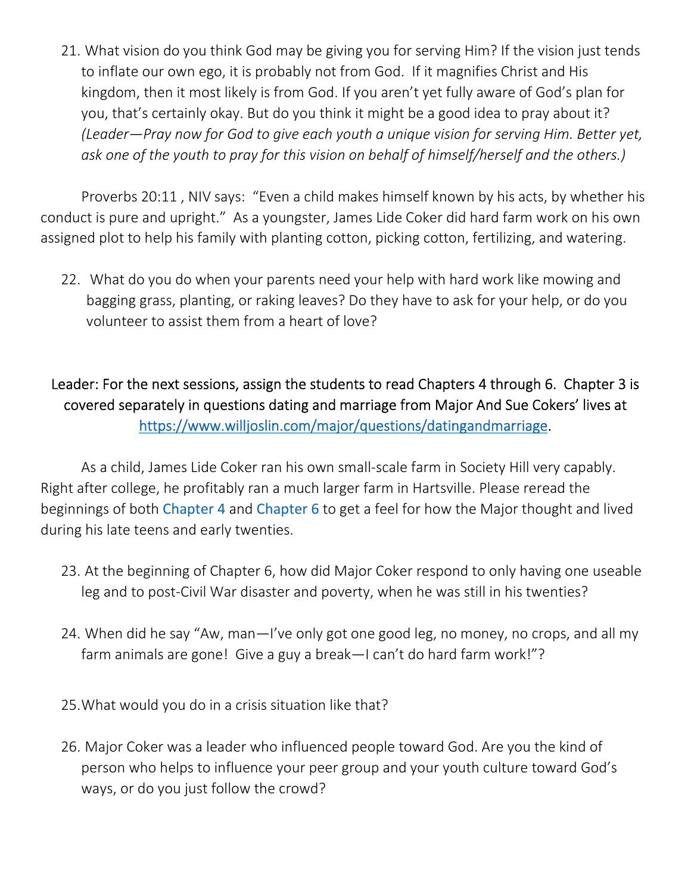21. What vision do you think God may be giving you for serving Him? If the vision just tends to inflate our own ego, it is probably not from God. If it magnifies Christ and His kingdom, then it most likely is from God. If you aren't yet fully aware of God's plan for you, that's certainly okay. But do you think it might be a good idea to pray about it? *(Leader—Pray now for God to give each youth a unique vision for serving Him. Better yet, ask one of the youth to pray for this vision on behalf of himself/herself and the others.)*

Proverbs 20:11 , NIV says: "Even a child makes himself known by his acts, by whether his conduct is pure and upright." As a youngster, James Lide Coker did hard farm work on his own assigned plot to help his family with planting cotton, picking cotton, fertilizing, and watering.

22. What do you do when your parents need your help with hard work like mowing and bagging grass, planting, or raking leaves? Do they have to ask for your help, or do you volunteer to assist them from a heart of love?

Leader: For the next sessions, assign the students to read Chapters 4 through 6. Chapter 3 is covered separately in questions dating and marriage from Major And Sue Cokers' lives at [https://www.willjoslin.com/major/questions/datingandmarriage](https://www.willjoslin.com/major/questions/datingandmarriage).

As a child, James Lide Coker ran his own small-scale farm in Society Hill very capably. Right after college, he profitably ran a much larger farm in Hartsville. Please reread the beginnings of both Chapter 4 and Chapter 6 to get a feel for how the Major thought and lived during his late teens and early twenties.

23. At the beginning of Chapter 6, how did Major Coker respond to only having one useable leg and to post-Civil War disaster and poverty, when he was still in his twenties?

24. When did he say "Aw, man—I've only got one good leg, no money, no crops, and all my farm animals are gone! Give a guy a break—I can't do hard farm work!"?

25. What would you do in a crisis situation like that?

26. Major Coker was a leader who influenced people toward God. Are you the kind of person who helps to influence your peer group and your youth culture toward God's ways, or do you just follow the crowd?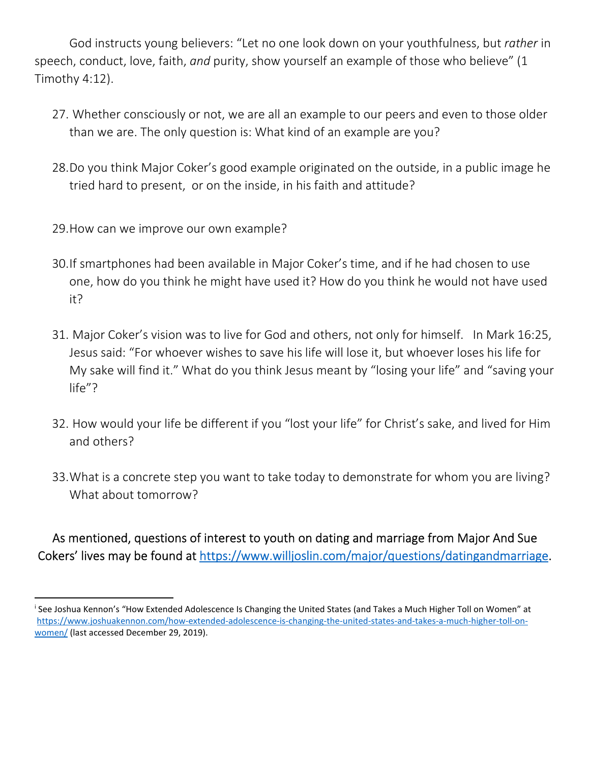God instructs young believers: "Let no one look down on your youthfulness, but *rather* in speech, conduct, love, faith, *and* purity, show yourself an example of those who believe" (1 Timothy 4:12).

27. Whether consciously or not, we are all an example to our peers and even to those older than we are. The only question is: What kind of an example are you?

28. Do you think Major Coker's good example originated on the outside, in a public image he tried hard to present, or on the inside, in his faith and attitude?

29. How can we improve our own example?

30. If smartphones had been available in Major Coker's time, and if he had chosen to use one, how do you think he might have used it? How do you think he would not have used it?

31. Major Coker's vision was to live for God and others, not only for himself. In Mark 16:25, Jesus said: "For whoever wishes to save his life will lose it, but whoever loses his life for My sake will find it." What do you think Jesus meant by "losing your life" and "saving your life"?

32. How would your life be different if you "lost your life" for Christ's sake, and lived for Him and others?

33. What is a concrete step you want to take today to demonstrate for whom you are living? What about tomorrow?

As mentioned, questions of interest to youth on dating and marriage from Major And Sue Cokers' lives may be found at https://www.willjoslin.com/major/questions/datingandmarriage.

---

[i] See Joshua Kennon's "How Extended Adolescence Is Changing the United States (and Takes a Much Higher Toll on Women" at https://www.joshuakennon.com/how-extended-adolescence-is-changing-the-united-states-and-takes-a-much-higher-toll-on-women/ (last accessed December 29, 2019).